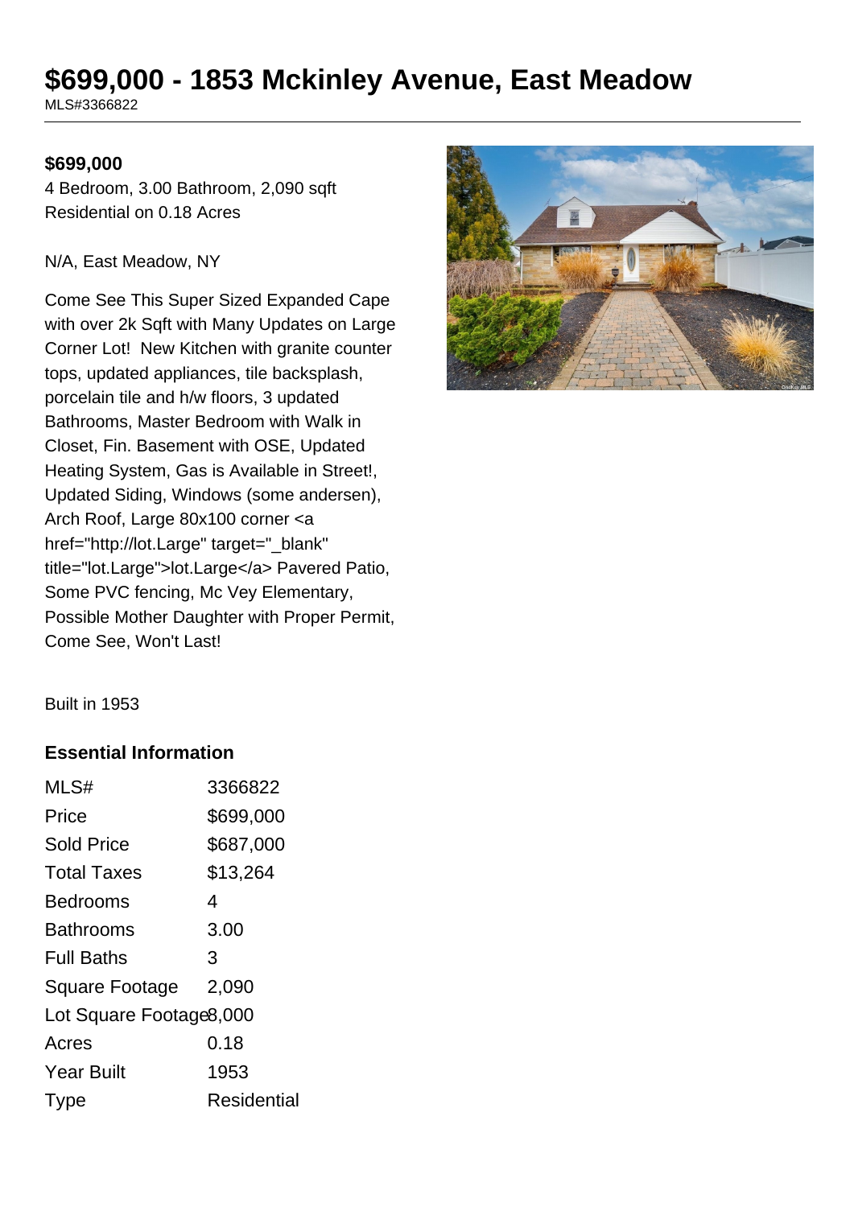# $699,000 - 1853 Mckinley Avenue, East Meadow

MLS#3366822

**$699,000**

4 Bedroom, 3.00 Bathroom, 2,090 sqft
Residential on 0.18 Acres

N/A, East Meadow, NY

Come See This Super Sized Expanded Cape with over 2k Sqft with Many Updates on Large Corner Lot! New Kitchen with granite counter tops, updated appliances, tile backsplash, porcelain tile and h/w floors, 3 updated Bathrooms, Master Bedroom with Walk in Closet, Fin. Basement with OSE, Updated Heating System, Gas is Available in Street!, Updated Siding, Windows (some andersen), Arch Roof, Large 80x100 corner <a href="http://lot.Large" target="_blank" title="lot.Large">lot.Large</a> Pavered Patio, Some PVC fencing, Mc Vey Elementary, Possible Mother Daughter with Proper Permit, Come See, Won't Last!

Built in 1953

### Essential Information

| | |
|---|---|
| MLS# | 3366822 |
| Price | $699,000 |
| Sold Price | $687,000 |
| Total Taxes | $13,264 |
| Bedrooms | 4 |
| Bathrooms | 3.00 |
| Full Baths | 3 |
| Square Footage | 2,090 |
| Lot Square Footage | 8,000 |
| Acres | 0.18 |
| Year Built | 1953 |
| Type | Residential |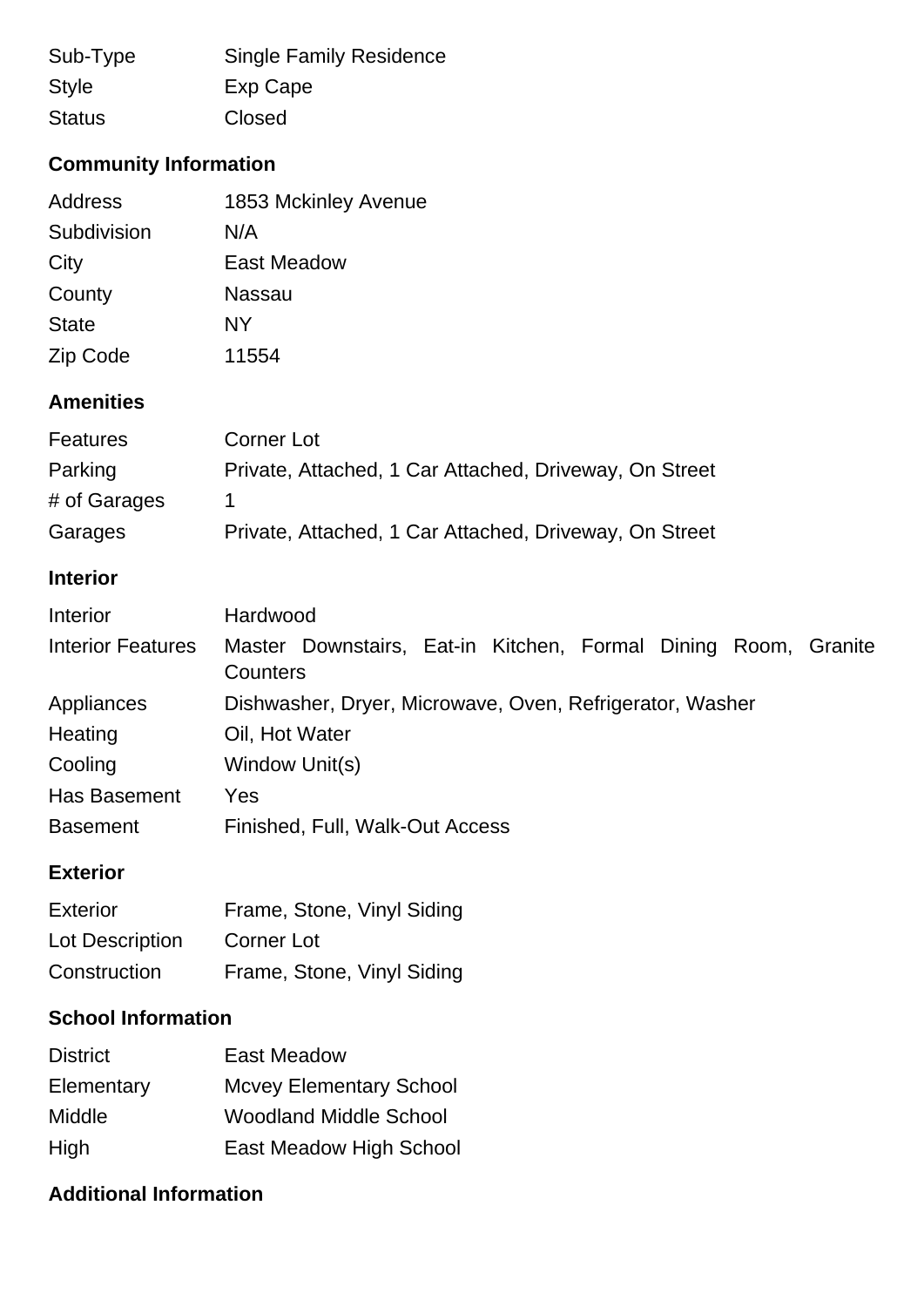| | |
|---|---|
| Sub-Type | Single Family Residence |
| Style | Exp Cape |
| Status | Closed |

## Community Information

| | |
|---|---|
| Address | 1853 Mckinley Avenue |
| Subdivision | N/A |
| City | East Meadow |
| County | Nassau |
| State | NY |
| Zip Code | 11554 |

## Amenities

| | |
|---|---|
| Features | Corner Lot |
| Parking | Private, Attached, 1 Car Attached, Driveway, On Street |
| # of Garages | 1 |
| Garages | Private, Attached, 1 Car Attached, Driveway, On Street |

## Interior

| | |
|---|---|
| Interior | Hardwood |
| Interior Features | Master Downstairs, Eat-in Kitchen, Formal Dining Room, Granite Counters |
| Appliances | Dishwasher, Dryer, Microwave, Oven, Refrigerator, Washer |
| Heating | Oil, Hot Water |
| Cooling | Window Unit(s) |
| Has Basement | Yes |
| Basement | Finished, Full, Walk-Out Access |

## Exterior

| | |
|---|---|
| Exterior | Frame, Stone, Vinyl Siding |
| Lot Description | Corner Lot |
| Construction | Frame, Stone, Vinyl Siding |

## School Information

| | |
|---|---|
| District | East Meadow |
| Elementary | Mcvey Elementary School |
| Middle | Woodland Middle School |
| High | East Meadow High School |

## Additional Information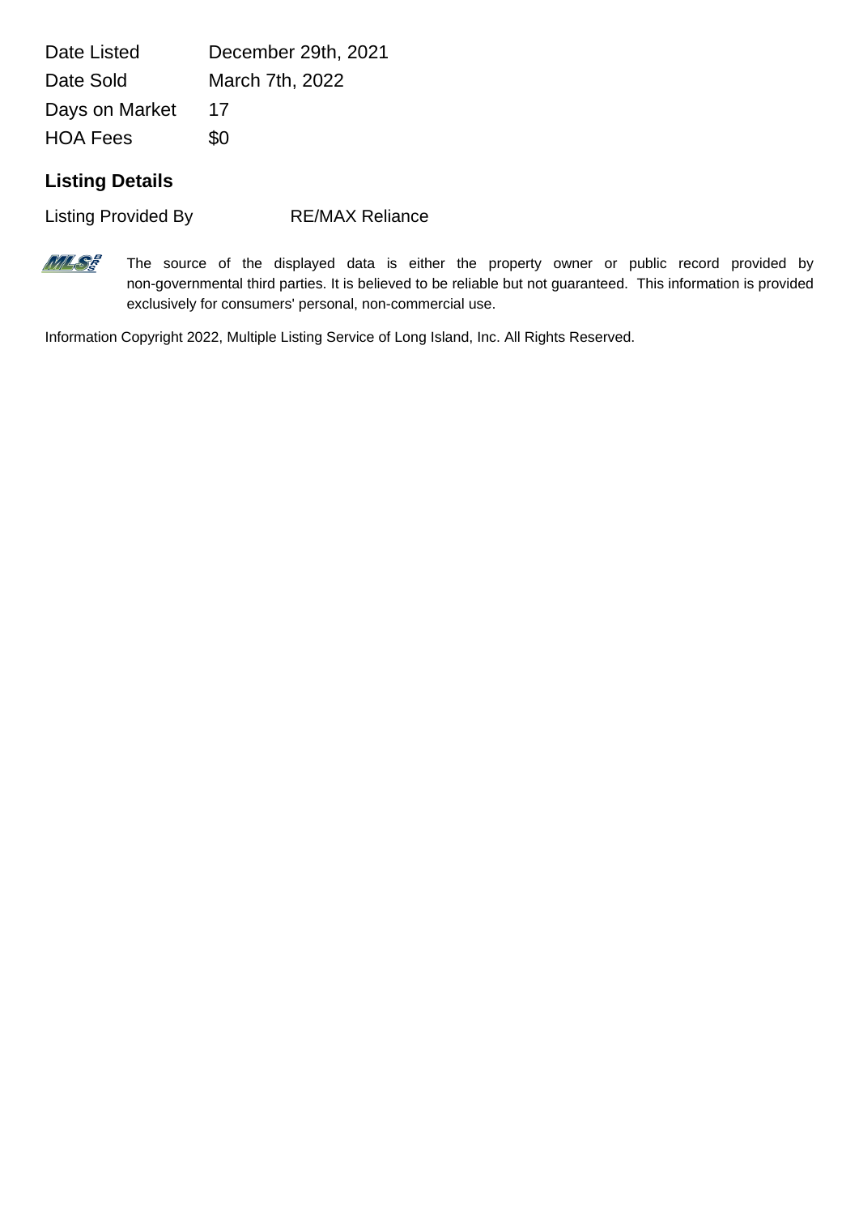| | |
|---|---|
| Date Listed | December 29th, 2021 |
| Date Sold | March 7th, 2022 |
| Days on Market | 17 |
| HOA Fees | $0 |

## Listing Details

| | |
|---|---|
| Listing Provided By | RE/MAX Reliance |

The source of the displayed data is either the property owner or public record provided by non-governmental third parties. It is believed to be reliable but not guaranteed. This information is provided exclusively for consumers' personal, non-commercial use.

Information Copyright 2022, Multiple Listing Service of Long Island, Inc. All Rights Reserved.